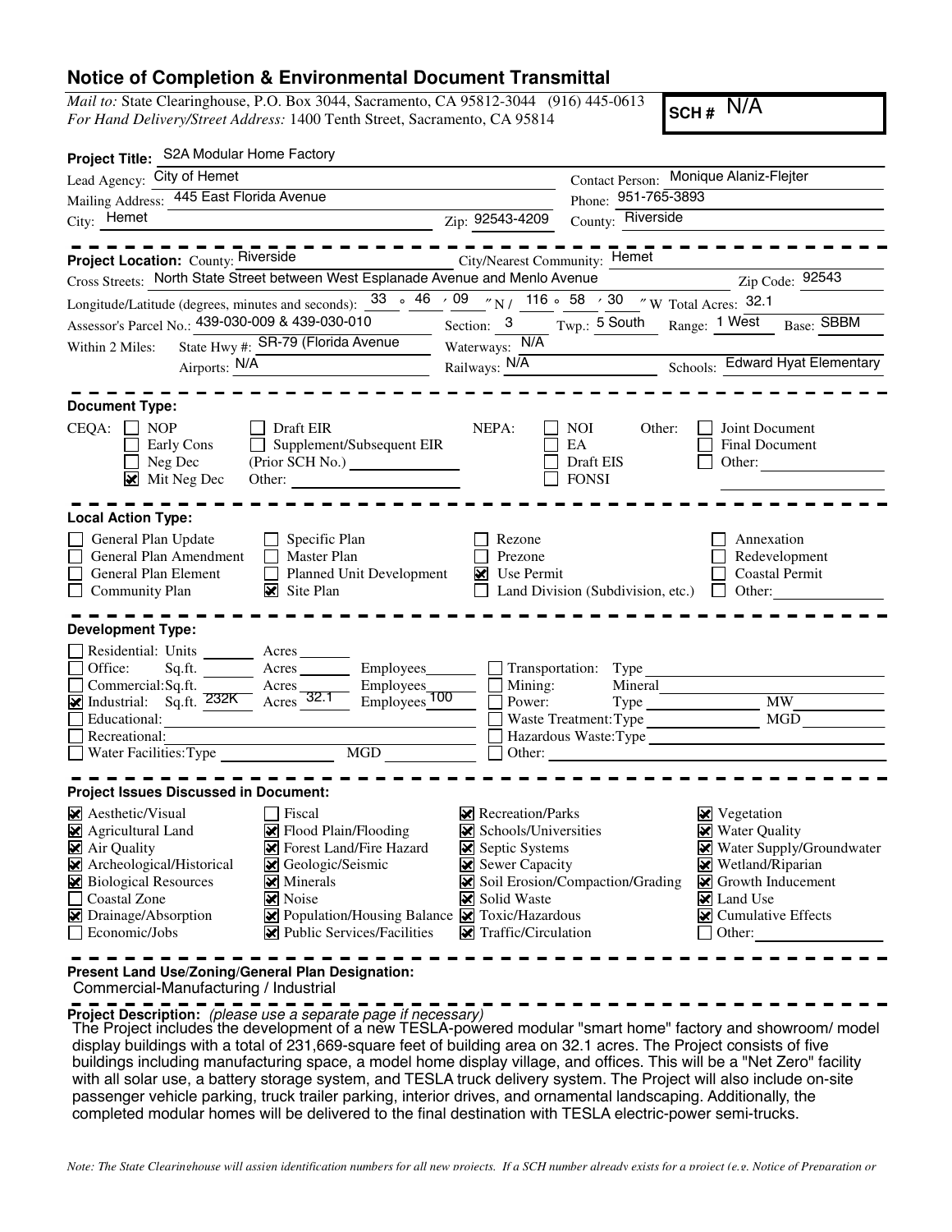# Notice of Completion & Environmental Document Transmittal

*Mail to:* State Clearinghouse, P.O. Box 3044, Sacramento, CA 95812-3044 (916) 445-0613
*For Hand Delivery/Street Address:* 1400 Tenth Street, Sacramento, CA 95814

**SCH #** N/A

**Project Title:** S2A Modular Home Factory

Lead Agency: City of Hemet
Mailing Address: 445 East Florida Avenue
City: Hemet Zip: 92543-4209
Contact Person: Monique Alaniz-Flejter
Phone: 951-765-3893
County: Riverside

**Project Location:** County: Riverside City/Nearest Community: Hemet
Cross Streets: North State Street between West Esplanade Avenue and Menlo Avenue Zip Code: 92543
Longitude/Latitude (degrees, minutes and seconds): 33 ° 46 ′ 09 ″ N / 116 ° 58 ′ 30 ″ W Total Acres: 32.1
Assessor's Parcel No.: 439-030-009 & 439-030-010 Section: 3 Twp.: 5 South Range: 1 West Base: SBBM
Within 2 Miles: State Hwy #: SR-79 (Florida Avenue Waterways: N/A
Airports: N/A Railways: N/A Schools: Edward Hyat Elementary

**Document Type:**

CEQA: ☐ NOP ☐ Early Cons ☐ Neg Dec ☒ Mit Neg Dec ☐ Draft EIR ☐ Supplement/Subsequent EIR (Prior SCH No.) ______ Other: ______
NEPA: ☐ NOI ☐ EA ☐ Draft EIS ☐ FONSI
Other: ☐ Joint Document ☐ Final Document ☐ Other: ______

**Local Action Type:**

☐ General Plan Update ☐ General Plan Amendment ☐ General Plan Element ☐ Community Plan ☐ Specific Plan ☐ Master Plan ☐ Planned Unit Development ☒ Site Plan ☐ Rezone ☐ Prezone ☒ Use Permit ☐ Land Division (Subdivision, etc.) ☐ Annexation ☐ Redevelopment ☐ Coastal Permit ☐ Other: ______

**Development Type:**

☐ Residential: Units ______ Acres ______
☐ Office: Sq.ft. ______ Acres ______ Employees ______
☐ Commercial: Sq.ft. ______ Acres ______ Employees ______
☒ Industrial: Sq.ft. 232K Acres 32.1 Employees 100
☐ Educational: ______
☐ Recreational: ______
☐ Water Facilities: Type ______ MGD ______
☐ Transportation: Type ______
☐ Mining: Mineral ______
☐ Power: Type ______ MW ______
☐ Waste Treatment: Type ______ MGD ______
☐ Hazardous Waste: Type ______
☐ Other: ______

**Project Issues Discussed in Document:**

☒ Aesthetic/Visual
☒ Agricultural Land
☒ Air Quality
☒ Archeological/Historical
☒ Biological Resources
☐ Coastal Zone
☒ Drainage/Absorption
☐ Economic/Jobs
☐ Fiscal
☒ Flood Plain/Flooding
☒ Forest Land/Fire Hazard
☒ Geologic/Seismic
☒ Minerals
☒ Noise
☒ Population/Housing Balance
☒ Public Services/Facilities
☒ Recreation/Parks
☒ Schools/Universities
☒ Septic Systems
☒ Sewer Capacity
☒ Soil Erosion/Compaction/Grading
☒ Solid Waste
☒ Toxic/Hazardous
☒ Traffic/Circulation
☒ Vegetation
☒ Water Quality
☒ Water Supply/Groundwater
☒ Wetland/Riparian
☒ Growth Inducement
☒ Land Use
☒ Cumulative Effects
☐ Other: ______

**Present Land Use/Zoning/General Plan Designation:**
Commercial-Manufacturing / Industrial

**Project Description:** *(please use a separate page if necessary)*
The Project includes the development of a new TESLA-powered modular "smart home" factory and showroom/ model display buildings with a total of 231,669-square feet of building area on 32.1 acres. The Project consists of five buildings including manufacturing space, a model home display village, and offices. This will be a "Net Zero" facility with all solar use, a battery storage system, and TESLA truck delivery system. The Project will also include on-site passenger vehicle parking, truck trailer parking, interior drives, and ornamental landscaping. Additionally, the completed modular homes will be delivered to the final destination with TESLA electric-power semi-trucks.

*Note: The State Clearinghouse will assign identification numbers for all new projects. If a SCH number already exists for a project (e.g. Notice of Preparation or*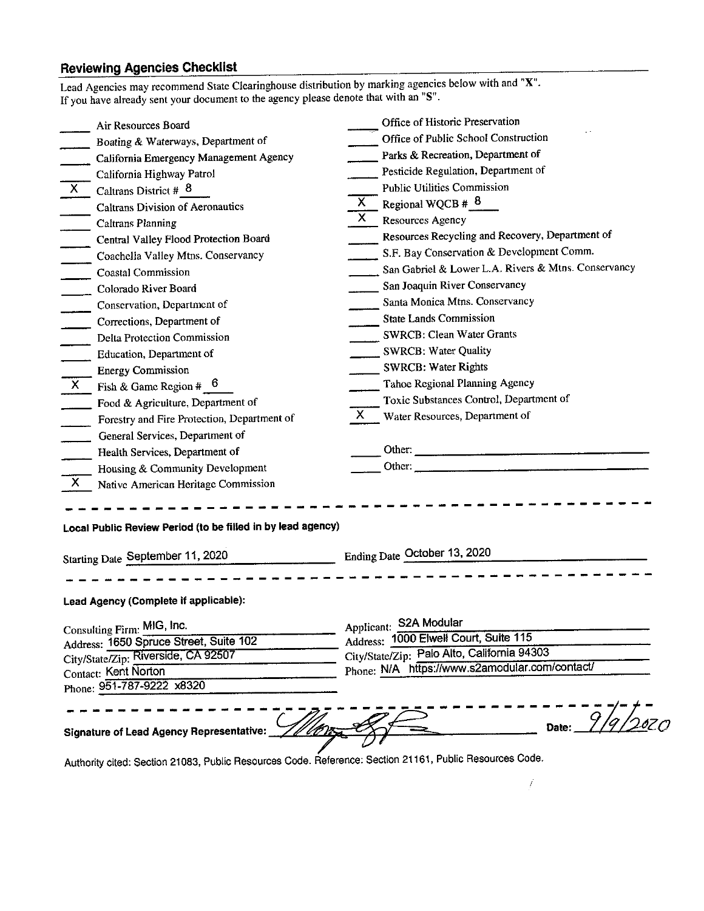## Reviewing Agencies Checklist

Lead Agencies may recommend State Clearinghouse distribution by marking agencies below with and "X".
If you have already sent your document to the agency please denote that with an "S".

| | | | |
|---|---|---|---|
| ____ | Air Resources Board | ____ | Office of Historic Preservation |
| ____ | Boating & Waterways, Department of | ____ | Office of Public School Construction |
| ____ | California Emergency Management Agency | ____ | Parks & Recreation, Department of |
| ____ | California Highway Patrol | ____ | Pesticide Regulation, Department of |
| X | Caltrans District # 8 | ____ | Public Utilities Commission |
| ____ | Caltrans Division of Aeronautics | X | Regional WQCB # 8 |
| ____ | Caltrans Planning | X | Resources Agency |
| ____ | Central Valley Flood Protection Board | ____ | Resources Recycling and Recovery, Department of |
| ____ | Coachella Valley Mtns. Conservancy | ____ | S.F. Bay Conservation & Development Comm. |
| ____ | Coastal Commission | ____ | San Gabriel & Lower L.A. Rivers & Mtns. Conservancy |
| ____ | Colorado River Board | ____ | San Joaquin River Conservancy |
| ____ | Conservation, Department of | ____ | Santa Monica Mtns. Conservancy |
| ____ | Corrections, Department of | ____ | State Lands Commission |
| ____ | Delta Protection Commission | ____ | SWRCB: Clean Water Grants |
| ____ | Education, Department of | ____ | SWRCB: Water Quality |
| ____ | Energy Commission | ____ | SWRCB: Water Rights |
| X | Fish & Game Region # 6 | ____ | Tahoe Regional Planning Agency |
| ____ | Food & Agriculture, Department of | ____ | Toxic Substances Control, Department of |
| ____ | Forestry and Fire Protection, Department of | X | Water Resources, Department of |
| ____ | General Services, Department of | | |
| ____ | Health Services, Department of | ____ | Other: ____________ |
| ____ | Housing & Community Development | ____ | Other: ____________ |
| X | Native American Heritage Commission | | |

---

**Local Public Review Period (to be filled in by lead agency)**

Starting Date September 11, 2020    Ending Date October 13, 2020

---

**Lead Agency (Complete if applicable):**

Consulting Firm: MIG, Inc.
Address: 1650 Spruce Street, Suite 102
City/State/Zip: Riverside, CA 92507
Contact: Kent Norton
Phone: 951-787-9222 x8320

Applicant: S2A Modular
Address: 1000 Elwell Court, Suite 115
City/State/Zip: Palo Alto, California 94303
Phone: N/A https://www.s2amodular.com/contact/

---

**Signature of Lead Agency Representative:** [signature]    **Date:** 9/9/2020

Authority cited: Section 21083, Public Resources Code. Reference: Section 21161, Public Resources Code.